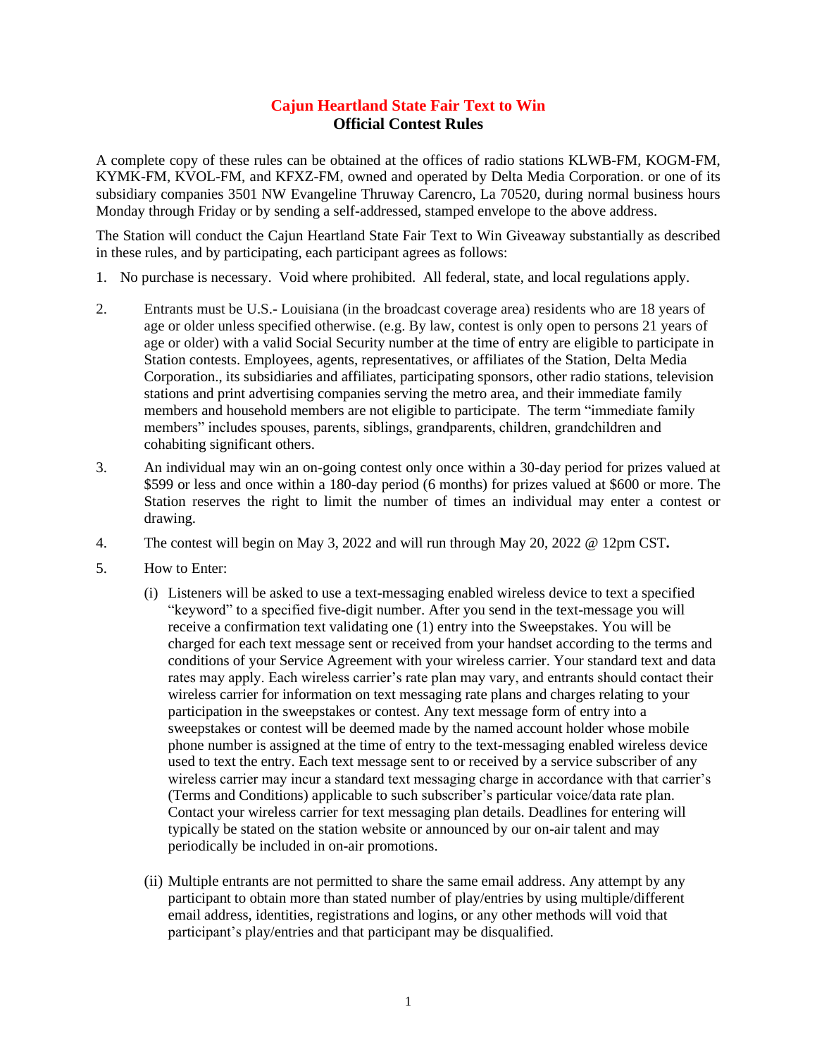# Cajun Heartland State Fair Text to Win
## Official Contest Rules

A complete copy of these rules can be obtained at the offices of radio stations KLWB-FM, KOGM-FM, KYMK-FM, KVOL-FM, and KFXZ-FM, owned and operated by Delta Media Corporation. or one of its subsidiary companies 3501 NW Evangeline Thruway Carencro, La 70520, during normal business hours Monday through Friday or by sending a self-addressed, stamped envelope to the above address.

The Station will conduct the Cajun Heartland State Fair Text to Win Giveaway substantially as described in these rules, and by participating, each participant agrees as follows:

1. No purchase is necessary. Void where prohibited. All federal, state, and local regulations apply.

2. Entrants must be U.S.- Louisiana (in the broadcast coverage area) residents who are 18 years of age or older unless specified otherwise. (e.g. By law, contest is only open to persons 21 years of age or older) with a valid Social Security number at the time of entry are eligible to participate in Station contests. Employees, agents, representatives, or affiliates of the Station, Delta Media Corporation., its subsidiaries and affiliates, participating sponsors, other radio stations, television stations and print advertising companies serving the metro area, and their immediate family members and household members are not eligible to participate. The term "immediate family members" includes spouses, parents, siblings, grandparents, children, grandchildren and cohabiting significant others.

3. An individual may win an on-going contest only once within a 30-day period for prizes valued at $599 or less and once within a 180-day period (6 months) for prizes valued at $600 or more. The Station reserves the right to limit the number of times an individual may enter a contest or drawing.

4. The contest will begin on May 3, 2022 and will run through May 20, 2022 @ 12pm CST**.**

5. How to Enter:

   (i) Listeners will be asked to use a text-messaging enabled wireless device to text a specified "keyword" to a specified five-digit number. After you send in the text-message you will receive a confirmation text validating one (1) entry into the Sweepstakes. You will be charged for each text message sent or received from your handset according to the terms and conditions of your Service Agreement with your wireless carrier. Your standard text and data rates may apply. Each wireless carrier's rate plan may vary, and entrants should contact their wireless carrier for information on text messaging rate plans and charges relating to your participation in the sweepstakes or contest. Any text message form of entry into a sweepstakes or contest will be deemed made by the named account holder whose mobile phone number is assigned at the time of entry to the text-messaging enabled wireless device used to text the entry. Each text message sent to or received by a service subscriber of any wireless carrier may incur a standard text messaging charge in accordance with that carrier's (Terms and Conditions) applicable to such subscriber's particular voice/data rate plan. Contact your wireless carrier for text messaging plan details. Deadlines for entering will typically be stated on the station website or announced by our on-air talent and may periodically be included in on-air promotions.

   (ii) Multiple entrants are not permitted to share the same email address. Any attempt by any participant to obtain more than stated number of play/entries by using multiple/different email address, identities, registrations and logins, or any other methods will void that participant's play/entries and that participant may be disqualified.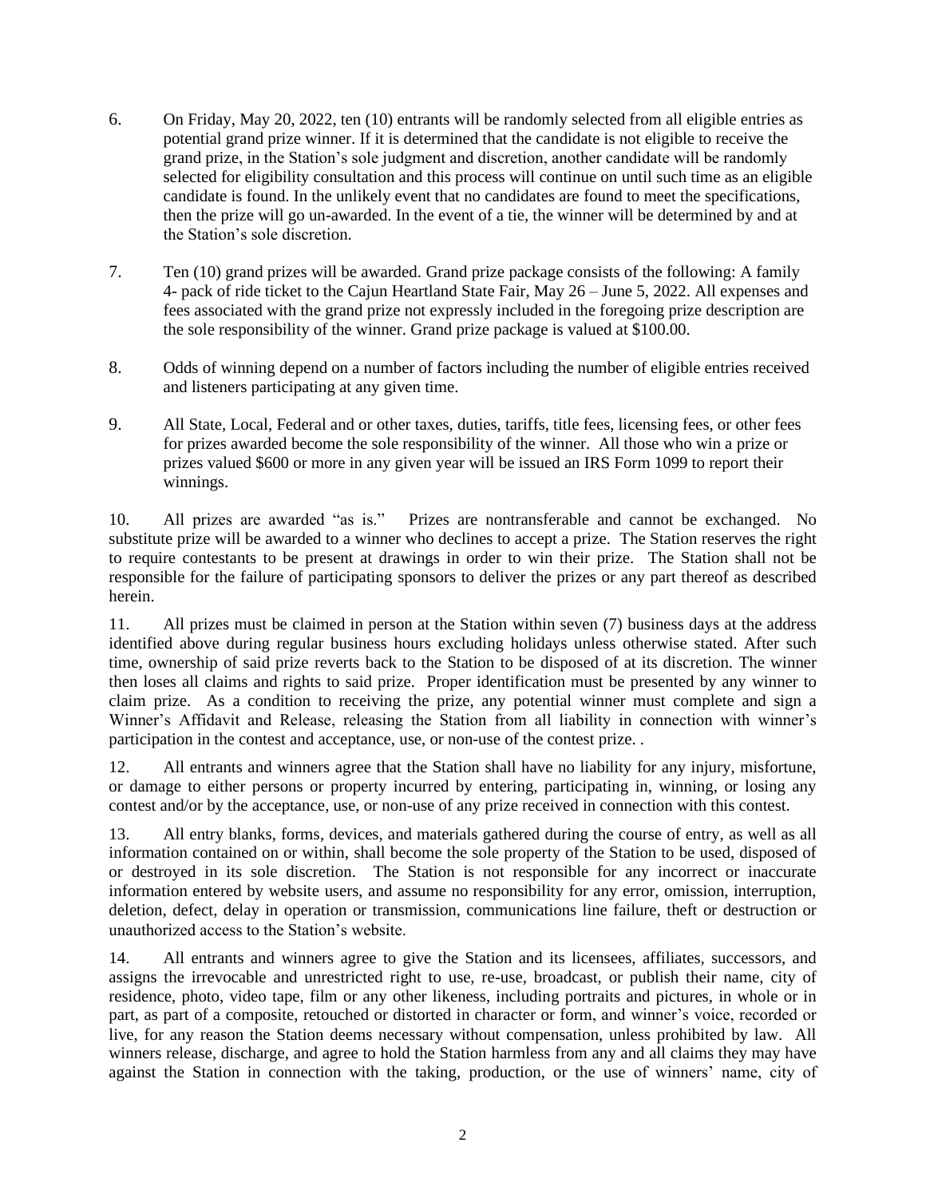6. On Friday, May 20, 2022, ten (10) entrants will be randomly selected from all eligible entries as potential grand prize winner. If it is determined that the candidate is not eligible to receive the grand prize, in the Station's sole judgment and discretion, another candidate will be randomly selected for eligibility consultation and this process will continue on until such time as an eligible candidate is found. In the unlikely event that no candidates are found to meet the specifications, then the prize will go un-awarded. In the event of a tie, the winner will be determined by and at the Station's sole discretion.

7. Ten (10) grand prizes will be awarded. Grand prize package consists of the following: A family 4- pack of ride ticket to the Cajun Heartland State Fair, May 26 – June 5, 2022. All expenses and fees associated with the grand prize not expressly included in the foregoing prize description are the sole responsibility of the winner. Grand prize package is valued at $100.00.

8. Odds of winning depend on a number of factors including the number of eligible entries received and listeners participating at any given time.

9. All State, Local, Federal and or other taxes, duties, tariffs, title fees, licensing fees, or other fees for prizes awarded become the sole responsibility of the winner. All those who win a prize or prizes valued $600 or more in any given year will be issued an IRS Form 1099 to report their winnings.

10. All prizes are awarded "as is." Prizes are nontransferable and cannot be exchanged. No substitute prize will be awarded to a winner who declines to accept a prize. The Station reserves the right to require contestants to be present at drawings in order to win their prize. The Station shall not be responsible for the failure of participating sponsors to deliver the prizes or any part thereof as described herein.

11. All prizes must be claimed in person at the Station within seven (7) business days at the address identified above during regular business hours excluding holidays unless otherwise stated. After such time, ownership of said prize reverts back to the Station to be disposed of at its discretion. The winner then loses all claims and rights to said prize. Proper identification must be presented by any winner to claim prize. As a condition to receiving the prize, any potential winner must complete and sign a Winner's Affidavit and Release, releasing the Station from all liability in connection with winner's participation in the contest and acceptance, use, or non-use of the contest prize. .

12. All entrants and winners agree that the Station shall have no liability for any injury, misfortune, or damage to either persons or property incurred by entering, participating in, winning, or losing any contest and/or by the acceptance, use, or non-use of any prize received in connection with this contest.

13. All entry blanks, forms, devices, and materials gathered during the course of entry, as well as all information contained on or within, shall become the sole property of the Station to be used, disposed of or destroyed in its sole discretion. The Station is not responsible for any incorrect or inaccurate information entered by website users, and assume no responsibility for any error, omission, interruption, deletion, defect, delay in operation or transmission, communications line failure, theft or destruction or unauthorized access to the Station's website.

14. All entrants and winners agree to give the Station and its licensees, affiliates, successors, and assigns the irrevocable and unrestricted right to use, re-use, broadcast, or publish their name, city of residence, photo, video tape, film or any other likeness, including portraits and pictures, in whole or in part, as part of a composite, retouched or distorted in character or form, and winner's voice, recorded or live, for any reason the Station deems necessary without compensation, unless prohibited by law. All winners release, discharge, and agree to hold the Station harmless from any and all claims they may have against the Station in connection with the taking, production, or the use of winners' name, city of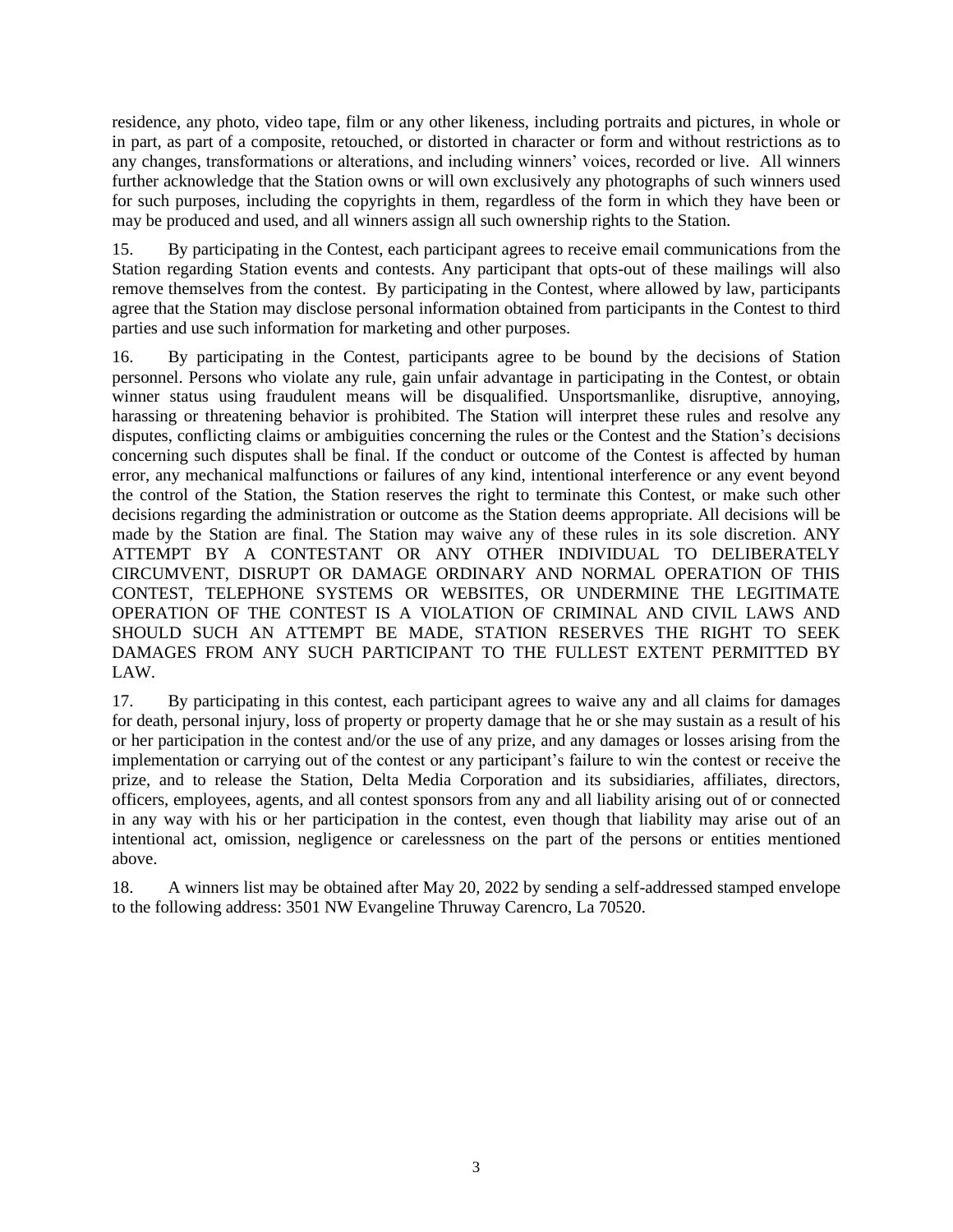residence, any photo, video tape, film or any other likeness, including portraits and pictures, in whole or in part, as part of a composite, retouched, or distorted in character or form and without restrictions as to any changes, transformations or alterations, and including winners' voices, recorded or live. All winners further acknowledge that the Station owns or will own exclusively any photographs of such winners used for such purposes, including the copyrights in them, regardless of the form in which they have been or may be produced and used, and all winners assign all such ownership rights to the Station.

15. By participating in the Contest, each participant agrees to receive email communications from the Station regarding Station events and contests. Any participant that opts-out of these mailings will also remove themselves from the contest. By participating in the Contest, where allowed by law, participants agree that the Station may disclose personal information obtained from participants in the Contest to third parties and use such information for marketing and other purposes.

16. By participating in the Contest, participants agree to be bound by the decisions of Station personnel. Persons who violate any rule, gain unfair advantage in participating in the Contest, or obtain winner status using fraudulent means will be disqualified. Unsportsmanlike, disruptive, annoying, harassing or threatening behavior is prohibited. The Station will interpret these rules and resolve any disputes, conflicting claims or ambiguities concerning the rules or the Contest and the Station's decisions concerning such disputes shall be final. If the conduct or outcome of the Contest is affected by human error, any mechanical malfunctions or failures of any kind, intentional interference or any event beyond the control of the Station, the Station reserves the right to terminate this Contest, or make such other decisions regarding the administration or outcome as the Station deems appropriate. All decisions will be made by the Station are final. The Station may waive any of these rules in its sole discretion. ANY ATTEMPT BY A CONTESTANT OR ANY OTHER INDIVIDUAL TO DELIBERATELY CIRCUMVENT, DISRUPT OR DAMAGE ORDINARY AND NORMAL OPERATION OF THIS CONTEST, TELEPHONE SYSTEMS OR WEBSITES, OR UNDERMINE THE LEGITIMATE OPERATION OF THE CONTEST IS A VIOLATION OF CRIMINAL AND CIVIL LAWS AND SHOULD SUCH AN ATTEMPT BE MADE, STATION RESERVES THE RIGHT TO SEEK DAMAGES FROM ANY SUCH PARTICIPANT TO THE FULLEST EXTENT PERMITTED BY LAW.

17. By participating in this contest, each participant agrees to waive any and all claims for damages for death, personal injury, loss of property or property damage that he or she may sustain as a result of his or her participation in the contest and/or the use of any prize, and any damages or losses arising from the implementation or carrying out of the contest or any participant's failure to win the contest or receive the prize, and to release the Station, Delta Media Corporation and its subsidiaries, affiliates, directors, officers, employees, agents, and all contest sponsors from any and all liability arising out of or connected in any way with his or her participation in the contest, even though that liability may arise out of an intentional act, omission, negligence or carelessness on the part of the persons or entities mentioned above.

18. A winners list may be obtained after May 20, 2022 by sending a self-addressed stamped envelope to the following address: 3501 NW Evangeline Thruway Carencro, La 70520.